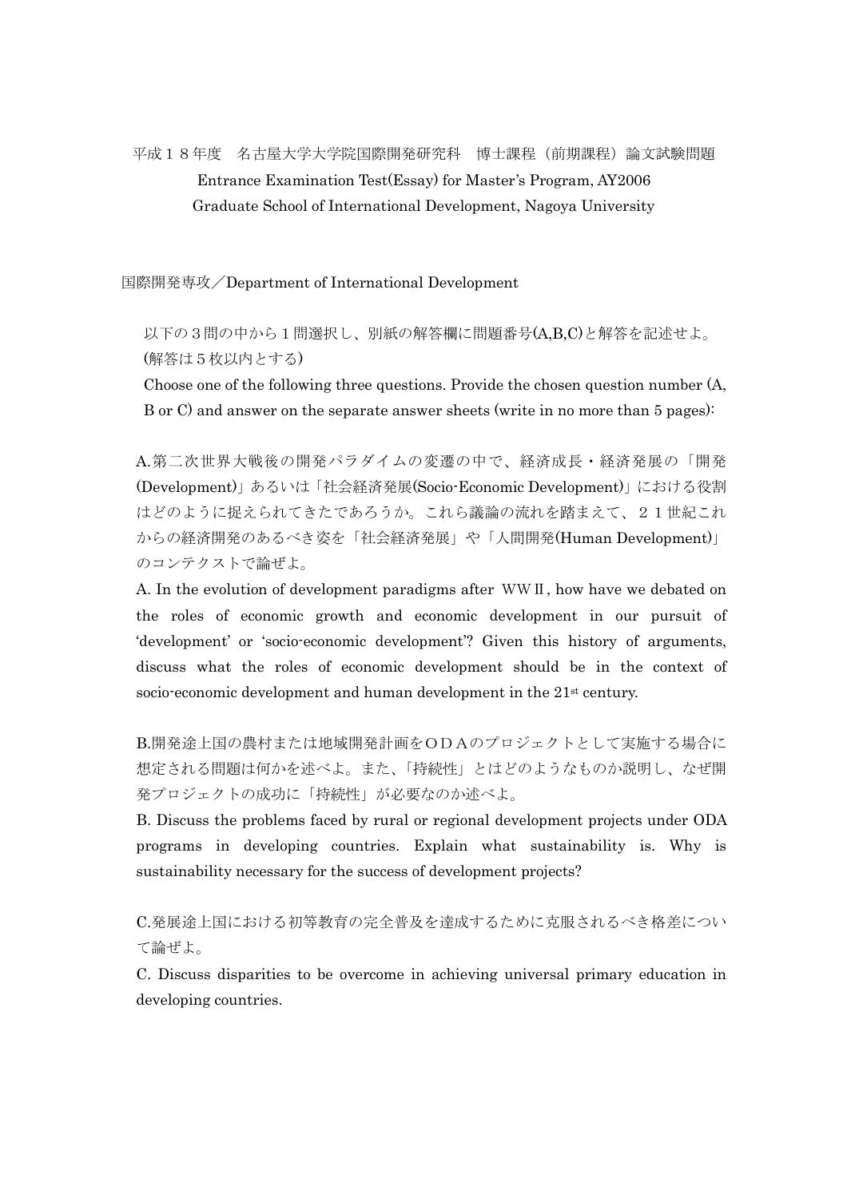平成１８年度　名古屋大学大学院国際開発研究科　博士課程（前期課程）論文試験問題
Entrance Examination Test(Essay) for Master's Program, AY2006
Graduate School of International Development, Nagoya University

国際開発専攻／Department of International Development

以下の３問の中から１問選択し、別紙の解答欄に問題番号(A,B,C)と解答を記述せよ。(解答は５枚以内とする)

Choose one of the following three questions. Provide the chosen question number (A, B or C) and answer on the separate answer sheets (write in no more than 5 pages):

A.第二次世界大戦後の開発パラダイムの変遷の中で、経済成長・経済発展の「開発(Development)」あるいは「社会経済発展(Socio-Economic Development)」における役割はどのように捉えられてきたであろうか。これら議論の流れを踏まえて、２１世紀これからの経済開発のあるべき姿を「社会経済発展」や「人間開発(Human Development)」のコンテクストで論ぜよ。

A. In the evolution of development paradigms after WWⅡ, how have we debated on the roles of economic growth and economic development in our pursuit of 'development' or 'socio-economic development'? Given this history of arguments, discuss what the roles of economic development should be in the context of socio-economic development and human development in the 21st century.

B.開発途上国の農村または地域開発計画をＯＤＡのプロジェクトとして実施する場合に想定される問題は何かを述べよ。また、「持続性」とはどのようなものか説明し、なぜ開発プロジェクトの成功に「持続性」が必要なのか述べよ。

B. Discuss the problems faced by rural or regional development projects under ODA programs in developing countries. Explain what sustainability is. Why is sustainability necessary for the success of development projects?

C.発展途上国における初等教育の完全普及を達成するために克服されるべき格差について論ぜよ。

C. Discuss disparities to be overcome in achieving universal primary education in developing countries.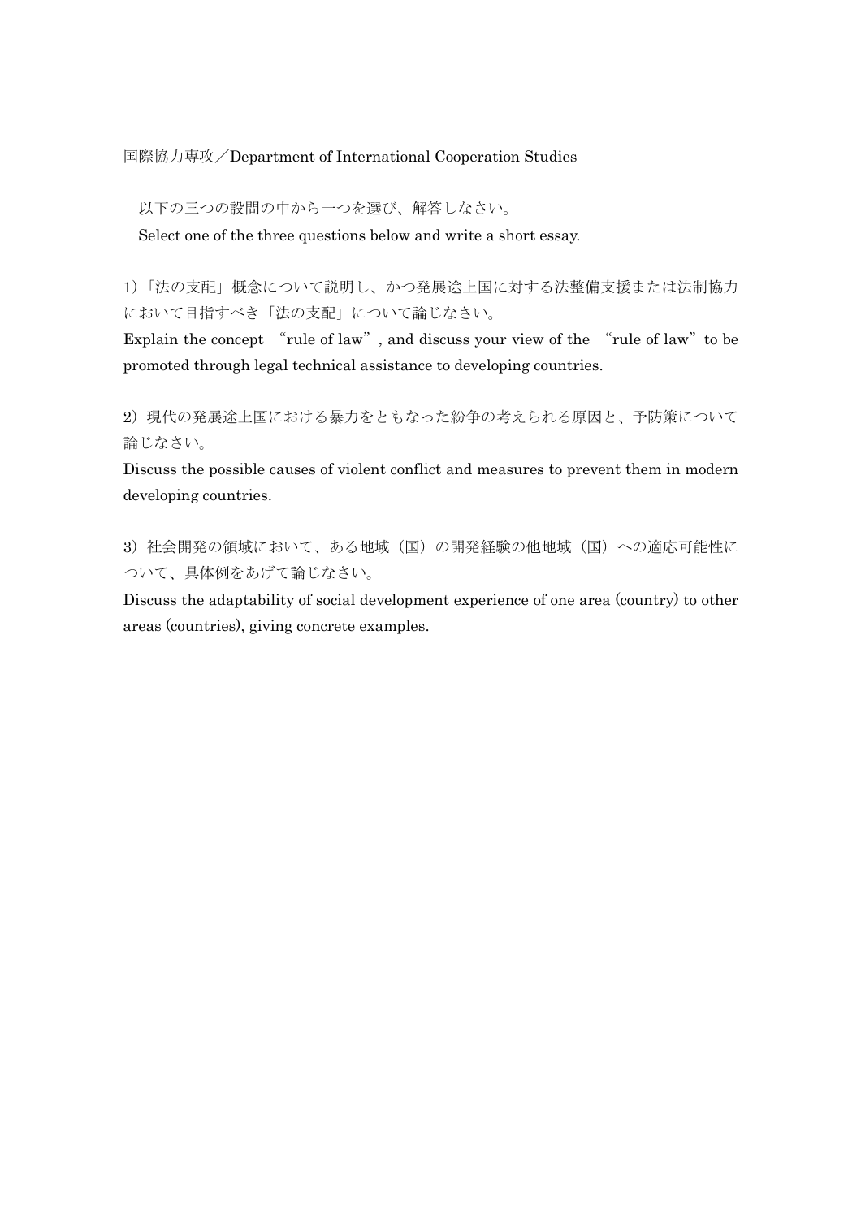国際協力専攻／Department of International Cooperation Studies

以下の三つの設問の中から一つを選び、解答しなさい。

Select one of the three questions below and write a short essay.

1）「法の支配」概念について説明し、かつ発展途上国に対する法整備支援または法制協力において目指すべき「法の支配」について論じなさい。

Explain the concept "rule of law", and discuss your view of the "rule of law" to be promoted through legal technical assistance to developing countries.

2）現代の発展途上国における暴力をともなった紛争の考えられる原因と、予防策について論じなさい。

Discuss the possible causes of violent conflict and measures to prevent them in modern developing countries.

3）社会開発の領域において、ある地域（国）の開発経験の他地域（国）への適応可能性について、具体例をあげて論じなさい。

Discuss the adaptability of social development experience of one area (country) to other areas (countries), giving concrete examples.